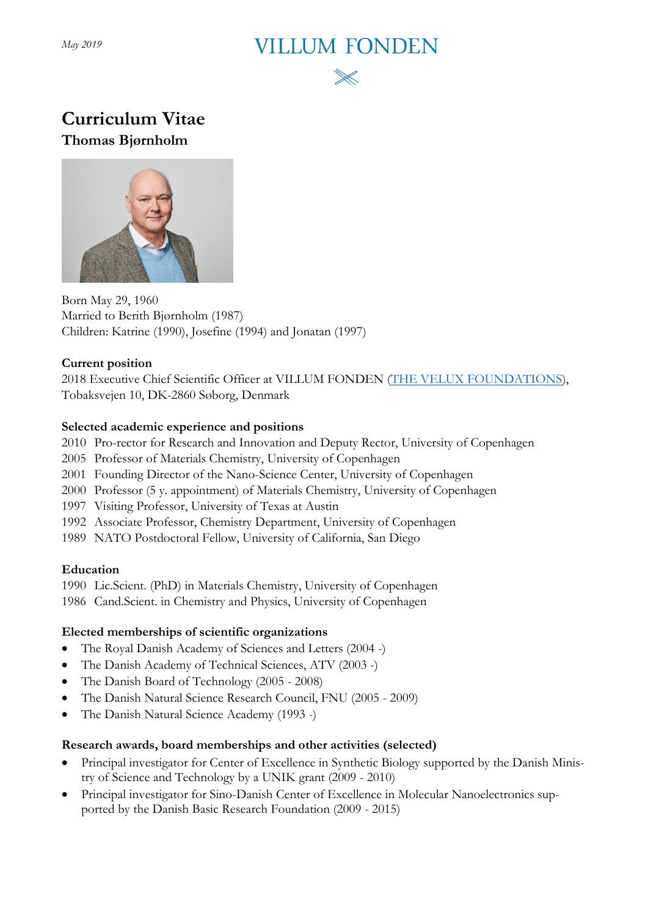*May 2019*

VILLUM FONDEN

# Curriculum Vitae

## Thomas Bjørnholm

Born May 29, 1960
Married to Berith Bjørnholm (1987)
Children: Katrine (1990), Josefine (1994) and Jonatan (1997)

**Current position**

2018 Executive Chief Scientific Officer at VILLUM FONDEN (THE VELUX FOUNDATIONS), Tobaksvejen 10, DK-2860 Søborg, Denmark

**Selected academic experience and positions**

2010 Pro-rector for Research and Innovation and Deputy Rector, University of Copenhagen
2005 Professor of Materials Chemistry, University of Copenhagen
2001 Founding Director of the Nano-Science Center, University of Copenhagen
2000 Professor (5 y. appointment) of Materials Chemistry, University of Copenhagen
1997 Visiting Professor, University of Texas at Austin
1992 Associate Professor, Chemistry Department, University of Copenhagen
1989 NATO Postdoctoral Fellow, University of California, San Diego

**Education**

1990 Lic.Scient. (PhD) in Materials Chemistry, University of Copenhagen
1986 Cand.Scient. in Chemistry and Physics, University of Copenhagen

**Elected memberships of scientific organizations**

- The Royal Danish Academy of Sciences and Letters (2004 -)
- The Danish Academy of Technical Sciences, ATV (2003 -)
- The Danish Board of Technology (2005 - 2008)
- The Danish Natural Science Research Council, FNU (2005 - 2009)
- The Danish Natural Science Academy (1993 -)

**Research awards, board memberships and other activities (selected)**

- Principal investigator for Center of Excellence in Synthetic Biology supported by the Danish Ministry of Science and Technology by a UNIK grant (2009 - 2010)
- Principal investigator for Sino-Danish Center of Excellence in Molecular Nanoelectronics supported by the Danish Basic Research Foundation (2009 - 2015)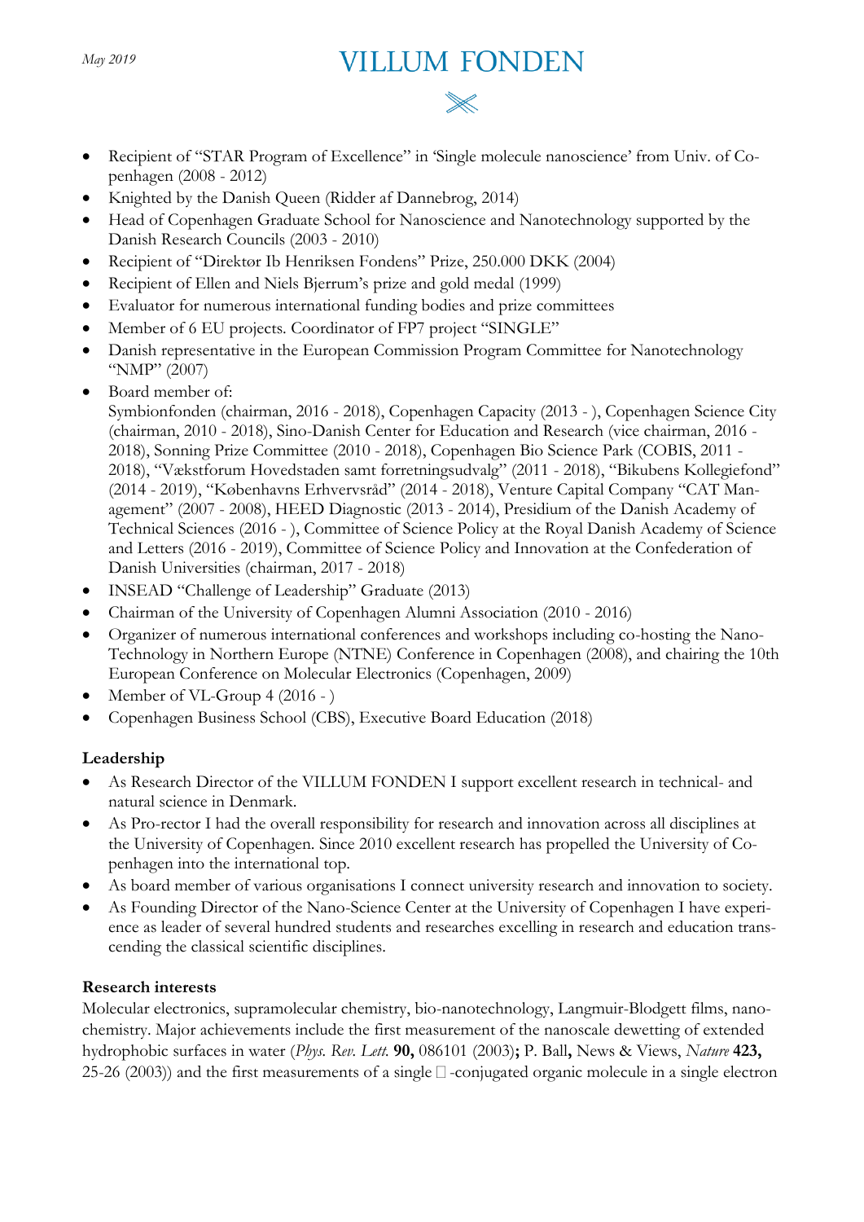- Recipient of "STAR Program of Excellence" in 'Single molecule nanoscience' from Univ. of Copenhagen (2008 - 2012)
- Knighted by the Danish Queen (Ridder af Dannebrog, 2014)
- Head of Copenhagen Graduate School for Nanoscience and Nanotechnology supported by the Danish Research Councils (2003 - 2010)
- Recipient of "Direktør Ib Henriksen Fondens" Prize, 250.000 DKK (2004)
- Recipient of Ellen and Niels Bjerrum's prize and gold medal (1999)
- Evaluator for numerous international funding bodies and prize committees
- Member of 6 EU projects. Coordinator of FP7 project "SINGLE"
- Danish representative in the European Commission Program Committee for Nanotechnology "NMP" (2007)
- Board member of:
  Symbionfonden (chairman, 2016 - 2018), Copenhagen Capacity (2013 - ), Copenhagen Science City (chairman, 2010 - 2018), Sino-Danish Center for Education and Research (vice chairman, 2016 - 2018), Sonning Prize Committee (2010 - 2018), Copenhagen Bio Science Park (COBIS, 2011 - 2018), "Vækstforum Hovedstaden samt forretningsudvalg" (2011 - 2018), "Bikubens Kollegiefond" (2014 - 2019), "Københavns Erhvervsråd" (2014 - 2018), Venture Capital Company "CAT Management" (2007 - 2008), HEED Diagnostic (2013 - 2014), Presidium of the Danish Academy of Technical Sciences (2016 - ), Committee of Science Policy at the Royal Danish Academy of Science and Letters (2016 - 2019), Committee of Science Policy and Innovation at the Confederation of Danish Universities (chairman, 2017 - 2018)
- INSEAD "Challenge of Leadership" Graduate (2013)
- Chairman of the University of Copenhagen Alumni Association (2010 - 2016)
- Organizer of numerous international conferences and workshops including co-hosting the Nano-Technology in Northern Europe (NTNE) Conference in Copenhagen (2008), and chairing the 10th European Conference on Molecular Electronics (Copenhagen, 2009)
- Member of VL-Group 4 (2016 - )
- Copenhagen Business School (CBS), Executive Board Education (2018)

**Leadership**

- As Research Director of the VILLUM FONDEN I support excellent research in technical- and natural science in Denmark.
- As Pro-rector I had the overall responsibility for research and innovation across all disciplines at the University of Copenhagen. Since 2010 excellent research has propelled the University of Copenhagen into the international top.
- As board member of various organisations I connect university research and innovation to society.
- As Founding Director of the Nano-Science Center at the University of Copenhagen I have experience as leader of several hundred students and researches excelling in research and education transcending the classical scientific disciplines.

**Research interests**

Molecular electronics, supramolecular chemistry, bio-nanotechnology, Langmuir-Blodgett films, nanochemistry. Major achievements include the first measurement of the nanoscale dewetting of extended hydrophobic surfaces in water (*Phys. Rev. Lett.* **90,** 086101 (2003)**;** P. Ball**,** News & Views, *Nature* **423,** 25-26 (2003)) and the first measurements of a single π-conjugated organic molecule in a single electron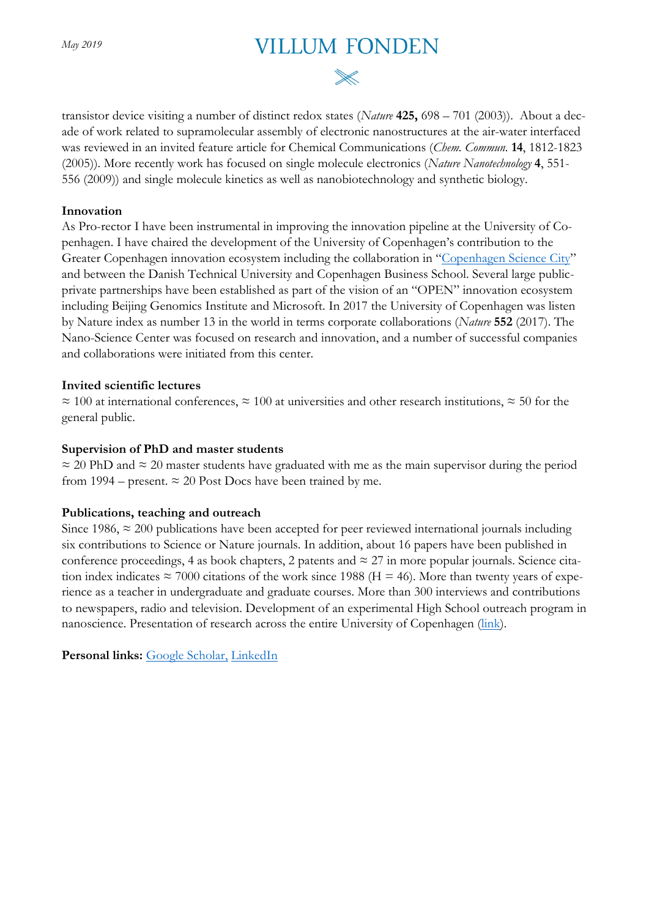transistor device visiting a number of distinct redox states (*Nature* **425,** 698 – 701 (2003)). About a decade of work related to supramolecular assembly of electronic nanostructures at the air-water interfaced was reviewed in an invited feature article for Chemical Communications (*Chem. Commun.* **14**, 1812-1823 (2005)). More recently work has focused on single molecule electronics (*Nature Nanotechnology* **4**, 551-556 (2009)) and single molecule kinetics as well as nanobiotechnology and synthetic biology.

**Innovation**

As Pro-rector I have been instrumental in improving the innovation pipeline at the University of Copenhagen. I have chaired the development of the University of Copenhagen's contribution to the Greater Copenhagen innovation ecosystem including the collaboration in "Copenhagen Science City" and between the Danish Technical University and Copenhagen Business School. Several large public-private partnerships have been established as part of the vision of an "OPEN" innovation ecosystem including Beijing Genomics Institute and Microsoft. In 2017 the University of Copenhagen was listen by Nature index as number 13 in the world in terms corporate collaborations (*Nature* **552** (2017). The Nano-Science Center was focused on research and innovation, and a number of successful companies and collaborations were initiated from this center.

**Invited scientific lectures**

≈ 100 at international conferences, ≈ 100 at universities and other research institutions, ≈ 50 for the general public.

**Supervision of PhD and master students**

≈ 20 PhD and ≈ 20 master students have graduated with me as the main supervisor during the period from 1994 – present. ≈ 20 Post Docs have been trained by me.

**Publications, teaching and outreach**

Since 1986, ≈ 200 publications have been accepted for peer reviewed international journals including six contributions to Science or Nature journals. In addition, about 16 papers have been published in conference proceedings, 4 as book chapters, 2 patents and ≈ 27 in more popular journals. Science citation index indicates ≈ 7000 citations of the work since 1988 (H = 46). More than twenty years of experience as a teacher in undergraduate and graduate courses. More than 300 interviews and contributions to newspapers, radio and television. Development of an experimental High School outreach program in nanoscience. Presentation of research across the entire University of Copenhagen (link).

**Personal links:** Google Scholar, LinkedIn